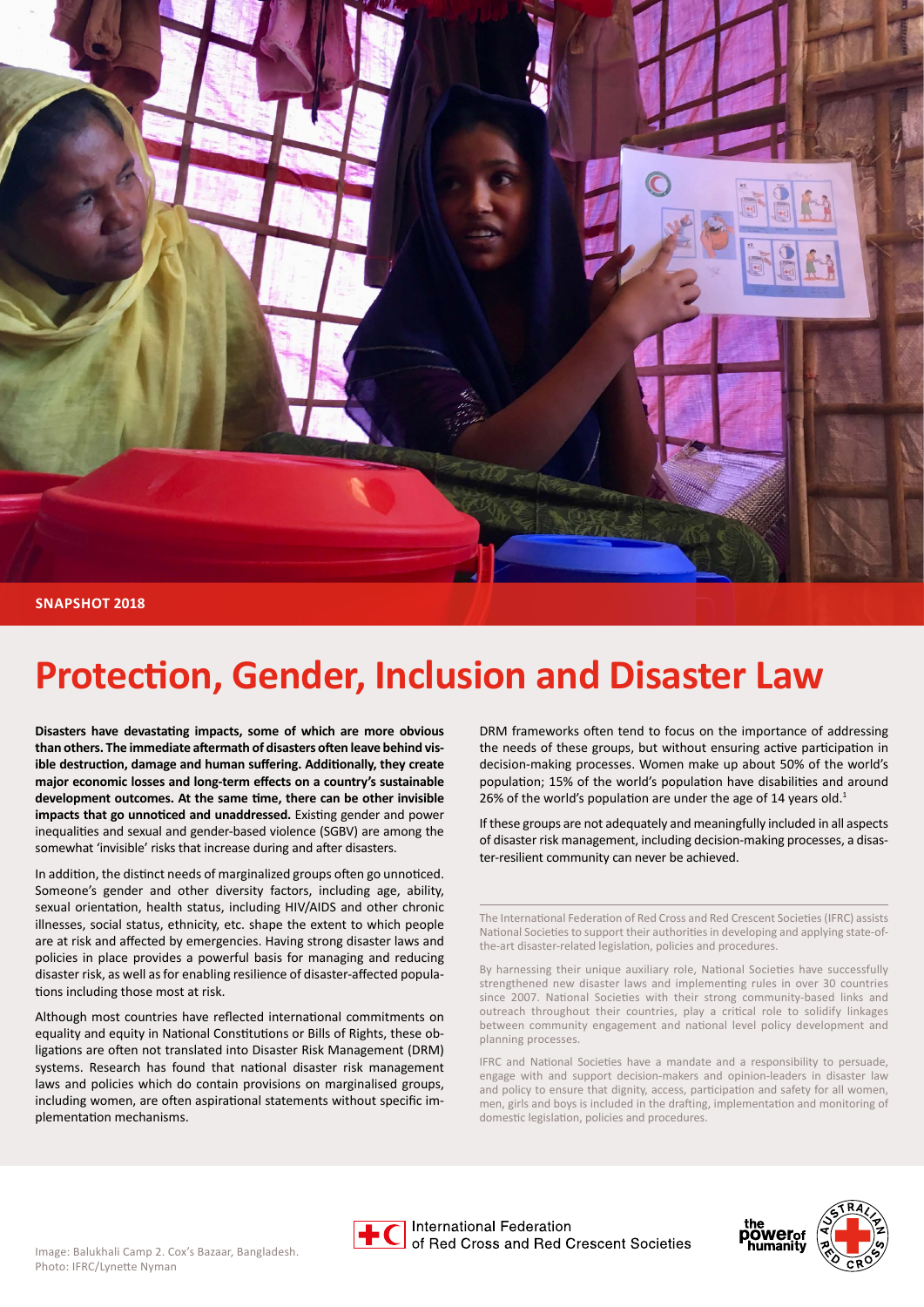SNAPSHOT 2018

# Protection, Gender, Inclusion and Disaster Law

**Disasters have devastating impacts, some of which are more obvious than others. The immediate aftermath of disasters often leave behind visible destruction, damage and human suffering. Additionally, they create major economic losses and long-term effects on a country's sustainable development outcomes. At the same time, there can be other invisible impacts that go unnoticed and unaddressed.** Existing gender and power inequalities and sexual and gender-based violence (SGBV) are among the somewhat 'invisible' risks that increase during and after disasters.

In addition, the distinct needs of marginalized groups often go unnoticed. Someone's gender and other diversity factors, including age, ability, sexual orientation, health status, including HIV/AIDS and other chronic illnesses, social status, ethnicity, etc. shape the extent to which people are at risk and affected by emergencies. Having strong disaster laws and policies in place provides a powerful basis for managing and reducing disaster risk, as well as for enabling resilience of disaster-affected populations including those most at risk.

Although most countries have reflected international commitments on equality and equity in National Constitutions or Bills of Rights, these obligations are often not translated into Disaster Risk Management (DRM) systems. Research has found that national disaster risk management laws and policies which do contain provisions on marginalised groups, including women, are often aspirational statements without specific implementation mechanisms.

DRM frameworks often tend to focus on the importance of addressing the needs of these groups, but without ensuring active participation in decision-making processes. Women make up about 50% of the world's population; 15% of the world's population have disabilities and around 26% of the world's population are under the age of 14 years old.[1]

If these groups are not adequately and meaningfully included in all aspects of disaster risk management, including decision-making processes, a disaster-resilient community can never be achieved.

---

The International Federation of Red Cross and Red Crescent Societies (IFRC) assists National Societies to support their authorities in developing and applying state-of-the-art disaster-related legislation, policies and procedures.

By harnessing their unique auxiliary role, National Societies have successfully strengthened new disaster laws and implementing rules in over 30 countries since 2007. National Societies with their strong community-based links and outreach throughout their countries, play a critical role to solidify linkages between community engagement and national level policy development and planning processes.

IFRC and National Societies have a mandate and a responsibility to persuade, engage with and support decision-makers and opinion-leaders in disaster law and policy to ensure that dignity, access, participation and safety for all women, men, girls and boys is included in the drafting, implementation and monitoring of domestic legislation, policies and procedures.

Image: Balukhali Camp 2. Cox's Bazaar, Bangladesh.
Photo: IFRC/Lynette Nyman

International Federation of Red Cross and Red Crescent Societies

the power of humanity — Australian Red Cross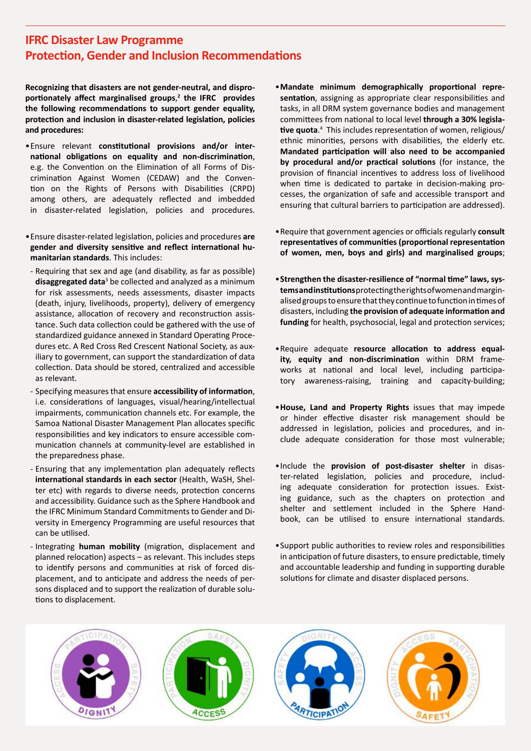## IFRC Disaster Law Programme
## Protection, Gender and Inclusion Recommendations

**Recognizing that disasters are not gender-neutral, and disproportionately affect marginalised groups,[2] the IFRC provides the following recommendations to support gender equality, protection and inclusion in disaster-related legislation, policies and procedures:**

- Ensure relevant **constitutional provisions and/or international obligations on equality and non-discrimination**, e.g. the Convention on the Elimination of all Forms of Discrimination Against Women (CEDAW) and the Convention on the Rights of Persons with Disabilities (CRPD) among others, are adequately reflected and imbedded in disaster-related legislation, policies and procedures.

- Ensure disaster-related legislation, policies and procedures **are gender and diversity sensitive and reflect international humanitarian standards**. This includes:
  - Requiring that sex and age (and disability, as far as possible) **disaggregated data**[3] be collected and analyzed as a minimum for risk assessments, needs assessments, disaster impacts (death, injury, livelihoods, property), delivery of emergency assistance, allocation of recovery and reconstruction assistance. Such data collection could be gathered with the use of standardized guidance annexed in Standard Operating Procedures etc. A Red Cross Red Crescent National Society, as auxiliary to government, can support the standardization of data collection. Data should be stored, centralized and accessible as relevant.
  - Specifying measures that ensure **accessibility of information**, i.e. considerations of languages, visual/hearing/intellectual impairments, communication channels etc. For example, the Samoa National Disaster Management Plan allocates specific responsibilities and key indicators to ensure accessible communication channels at community-level are established in the preparedness phase.
  - Ensuring that any implementation plan adequately reflects **international standards in each sector** (Health, WaSH, Shelter etc) with regards to diverse needs, protection concerns and accessibility. Guidance such as the Sphere Handbook and the IFRC Minimum Standard Commitments to Gender and Diversity in Emergency Programming are useful resources that can be utilised.
  - Integrating **human mobility** (migration, displacement and planned relocation) aspects – as relevant. This includes steps to identify persons and communities at risk of forced displacement, and to anticipate and address the needs of persons displaced and to support the realization of durable solutions to displacement.

- **Mandate minimum demographically proportional representation**, assigning as appropriate clear responsibilities and tasks, in all DRM system governance bodies and management committees from national to local level **through a 30% legislative quota**.[4] This includes representation of women, religious/ethnic minorities, persons with disabilities, the elderly etc. **Mandated participation will also need to be accompanied by procedural and/or practical solutions** (for instance, the provision of financial incentives to address loss of livelihood when time is dedicated to partake in decision-making processes, the organization of safe and accessible transport and ensuring that cultural barriers to participation are addressed).

- Require that government agencies or officials regularly **consult representatives of communities (proportional representation of women, men, boys and girls) and marginalised groups**;

- **Strengthen the disaster-resilience of "normal time" laws, systems and institutions** protecting the rights of women and marginalised groups to ensure that they continue to function in times of disasters, including **the provision of adequate information and funding** for health, psychosocial, legal and protection services;

- Require adequate **resource allocation to address equality, equity and non-discrimination** within DRM frameworks at national and local level, including participatory awareness-raising, training and capacity-building;

- **House, Land and Property Rights** issues that may impede or hinder effective disaster risk management should be addressed in legislation, policies and procedures, and include adequate consideration for those most vulnerable;

- Include the **provision of post-disaster shelter** in disaster-related legislation, policies and procedure, including adequate consideration for protection issues. Existing guidance, such as the chapters on protection and shelter and settlement included in the Sphere Handbook, can be utilised to ensure international standards.

- Support public authorities to review roles and responsibilities in anticipation of future disasters, to ensure predictable, timely and accountable leadership and funding in supporting durable solutions for climate and disaster displaced persons.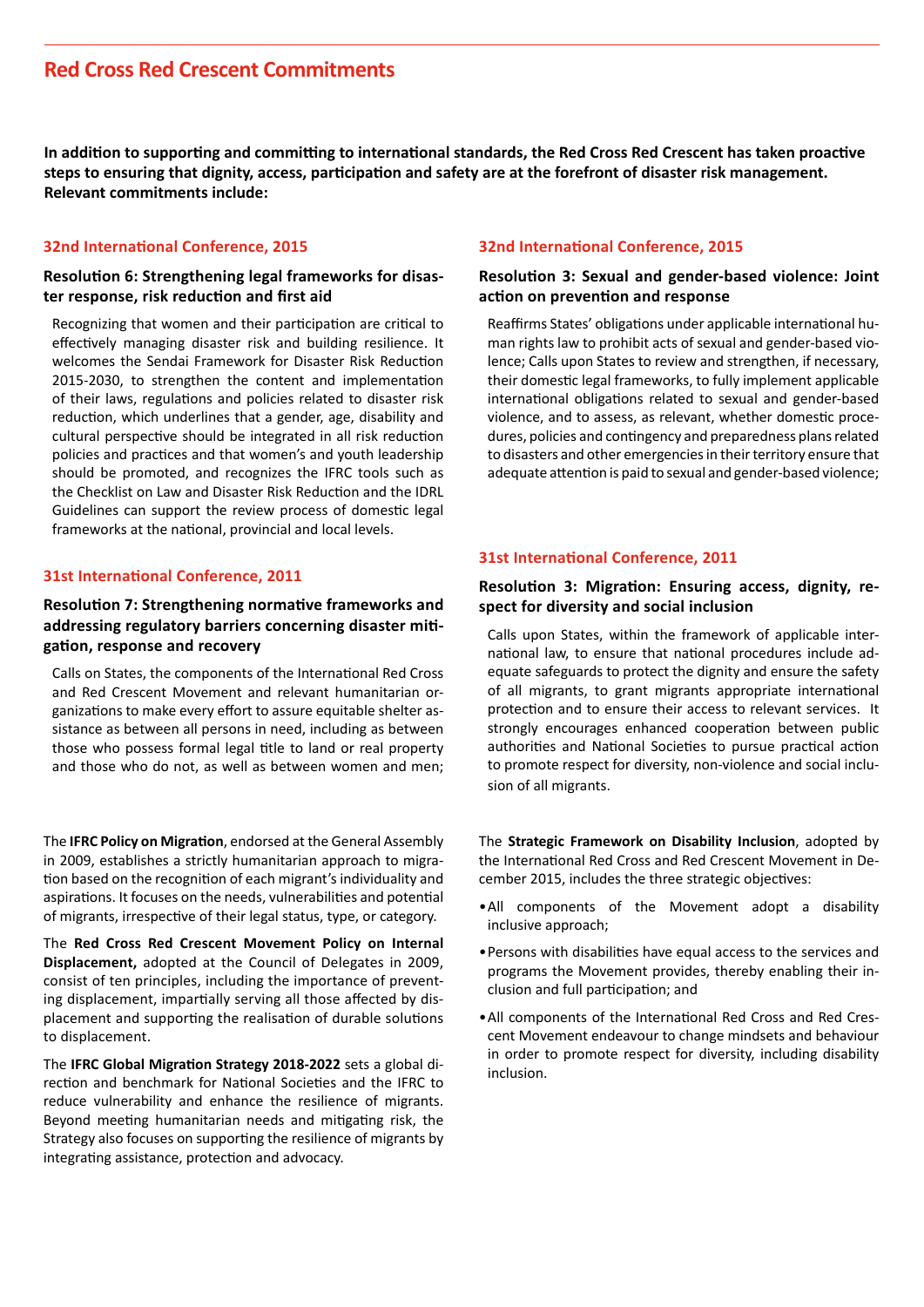# Red Cross Red Crescent Commitments

**In addition to supporting and committing to international standards, the Red Cross Red Crescent has taken proactive steps to ensuring that dignity, access, participation and safety are at the forefront of disaster risk management. Relevant commitments include:**

## 32nd International Conference, 2015

### Resolution 6: Strengthening legal frameworks for disaster response, risk reduction and first aid

Recognizing that women and their participation are critical to effectively managing disaster risk and building resilience. It welcomes the Sendai Framework for Disaster Risk Reduction 2015-2030, to strengthen the content and implementation of their laws, regulations and policies related to disaster risk reduction, which underlines that a gender, age, disability and cultural perspective should be integrated in all risk reduction policies and practices and that women's and youth leadership should be promoted, and recognizes the IFRC tools such as the Checklist on Law and Disaster Risk Reduction and the IDRL Guidelines can support the review process of domestic legal frameworks at the national, provincial and local levels.

## 31st International Conference, 2011

### Resolution 7: Strengthening normative frameworks and addressing regulatory barriers concerning disaster mitigation, response and recovery

Calls on States, the components of the International Red Cross and Red Crescent Movement and relevant humanitarian organizations to make every effort to assure equitable shelter assistance as between all persons in need, including as between those who possess formal legal title to land or real property and those who do not, as well as between women and men;

The **IFRC Policy on Migration**, endorsed at the General Assembly in 2009, establishes a strictly humanitarian approach to migration based on the recognition of each migrant's individuality and aspirations. It focuses on the needs, vulnerabilities and potential of migrants, irrespective of their legal status, type, or category.

The **Red Cross Red Crescent Movement Policy on Internal Displacement,** adopted at the Council of Delegates in 2009, consist of ten principles, including the importance of preventing displacement, impartially serving all those affected by displacement and supporting the realisation of durable solutions to displacement.

The **IFRC Global Migration Strategy 2018-2022** sets a global direction and benchmark for National Societies and the IFRC to reduce vulnerability and enhance the resilience of migrants. Beyond meeting humanitarian needs and mitigating risk, the Strategy also focuses on supporting the resilience of migrants by integrating assistance, protection and advocacy.

## 32nd International Conference, 2015

### Resolution 3: Sexual and gender-based violence: Joint action on prevention and response

Reaffirms States' obligations under applicable international human rights law to prohibit acts of sexual and gender-based violence; Calls upon States to review and strengthen, if necessary, their domestic legal frameworks, to fully implement applicable international obligations related to sexual and gender-based violence, and to assess, as relevant, whether domestic procedures, policies and contingency and preparedness plans related to disasters and other emergencies in their territory ensure that adequate attention is paid to sexual and gender-based violence;

## 31st International Conference, 2011

### Resolution 3: Migration: Ensuring access, dignity, respect for diversity and social inclusion

Calls upon States, within the framework of applicable international law, to ensure that national procedures include adequate safeguards to protect the dignity and ensure the safety of all migrants, to grant migrants appropriate international protection and to ensure their access to relevant services. It strongly encourages enhanced cooperation between public authorities and National Societies to pursue practical action to promote respect for diversity, non-violence and social inclusion of all migrants.

The **Strategic Framework on Disability Inclusion**, adopted by the International Red Cross and Red Crescent Movement in December 2015, includes the three strategic objectives:

- All components of the Movement adopt a disability inclusive approach;
- Persons with disabilities have equal access to the services and programs the Movement provides, thereby enabling their inclusion and full participation; and
- All components of the International Red Cross and Red Crescent Movement endeavour to change mindsets and behaviour in order to promote respect for diversity, including disability inclusion.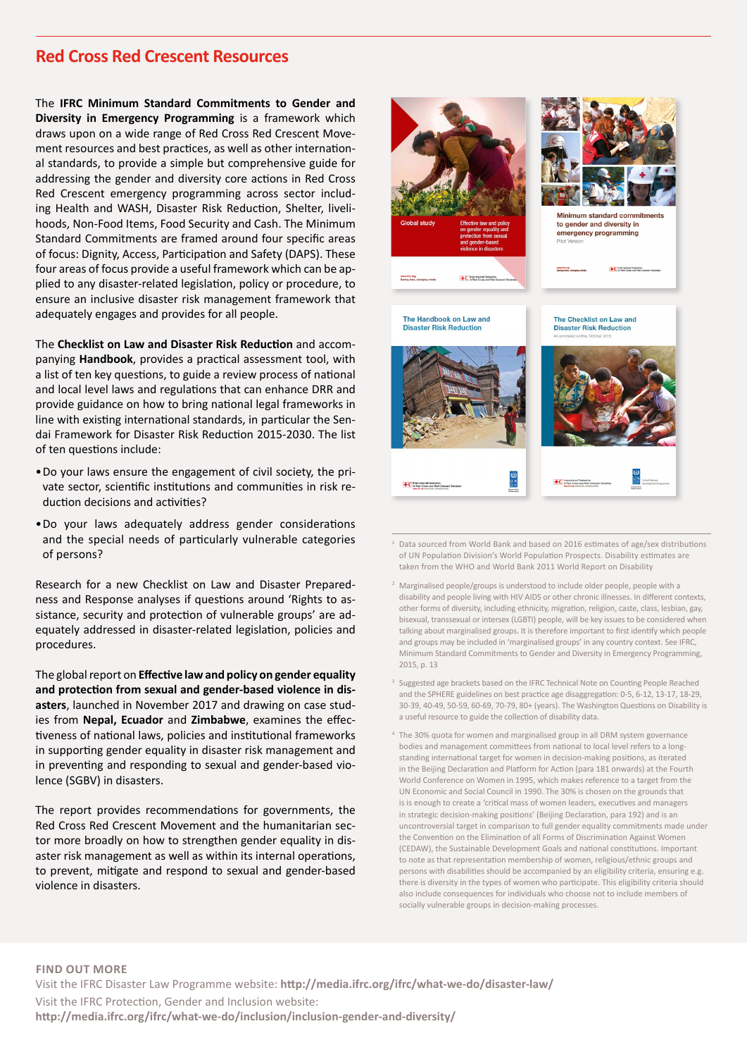## Red Cross Red Crescent Resources

The **IFRC Minimum Standard Commitments to Gender and Diversity in Emergency Programming** is a framework which draws upon on a wide range of Red Cross Red Crescent Movement resources and best practices, as well as other international standards, to provide a simple but comprehensive guide for addressing the gender and diversity core actions in Red Cross Red Crescent emergency programming across sector including Health and WASH, Disaster Risk Reduction, Shelter, livelihoods, Non-Food Items, Food Security and Cash. The Minimum Standard Commitments are framed around four specific areas of focus: Dignity, Access, Participation and Safety (DAPS). These four areas of focus provide a useful framework which can be applied to any disaster-related legislation, policy or procedure, to ensure an inclusive disaster risk management framework that adequately engages and provides for all people.

The **Checklist on Law and Disaster Risk Reduction** and accompanying **Handbook**, provides a practical assessment tool, with a list of ten key questions, to guide a review process of national and local level laws and regulations that can enhance DRR and provide guidance on how to bring national legal frameworks in line with existing international standards, in particular the Sendai Framework for Disaster Risk Reduction 2015-2030. The list of ten questions include:

- Do your laws ensure the engagement of civil society, the private sector, scientific institutions and communities in risk reduction decisions and activities?
- Do your laws adequately address gender considerations and the special needs of particularly vulnerable categories of persons?

Research for a new Checklist on Law and Disaster Preparedness and Response analyses if questions around 'Rights to assistance, security and protection of vulnerable groups' are adequately addressed in disaster-related legislation, policies and procedures.

The global report on **Effective law and policy on gender equality and protection from sexual and gender-based violence in disasters**, launched in November 2017 and drawing on case studies from **Nepal, Ecuador** and **Zimbabwe**, examines the effectiveness of national laws, policies and institutional frameworks in supporting gender equality in disaster risk management and in preventing and responding to sexual and gender-based violence (SGBV) in disasters.

The report provides recommendations for governments, the Red Cross Red Crescent Movement and the humanitarian sector more broadly on how to strengthen gender equality in disaster risk management as well as within its internal operations, to prevent, mitigate and respond to sexual and gender-based violence in disasters.

Global study

Effective law and policy on gender equality and protection from sexual and gender-based violence in disasters

Minimum standard commitments to gender and diversity in emergency programming

Pilot Version

The Handbook on Law and Disaster Risk Reduction

The Checklist on Law and Disaster Risk Reduction

An annotated outline, October 2015

[1] Data sourced from World Bank and based on 2016 estimates of age/sex distributions of UN Population Division's World Population Prospects. Disability estimates are taken from the WHO and World Bank 2011 World Report on Disability

[2] Marginalised people/groups is understood to include older people, people with a disability and people living with HIV AIDS or other chronic illnesses. In different contexts, other forms of diversity, including ethnicity, migration, religion, caste, class, lesbian, gay, bisexual, transsexual or intersex (LGBTI) people, will be key issues to be considered when talking about marginalised groups. It is therefore important to first identify which people and groups may be included in 'marginalised groups' in any country context. See IFRC, Minimum Standard Commitments to Gender and Diversity in Emergency Programming, 2015, p. 13

[3] Suggested age brackets based on the IFRC Technical Note on Counting People Reached and the SPHERE guidelines on best practice age disaggregation: 0-5, 6-12, 13-17, 18-29, 30-39, 40-49, 50-59, 60-69, 70-79, 80+ (years). The Washington Questions on Disability is a useful resource to guide the collection of disability data.

[4] The 30% quota for women and marginalised group in all DRM system governance bodies and management committees from national to local level refers to a long-standing international target for women in decision-making positions, as iterated in the Beijing Declaration and Platform for Action (para 181 onwards) at the Fourth World Conference on Women in 1995, which makes reference to a target from the UN Economic and Social Council in 1990. The 30% is chosen on the grounds that is is enough to create a 'critical mass of women leaders, executives and managers in strategic decision-making positions' (Beijing Declaration, para 192) and is an uncontroversial target in comparison to full gender equality commitments made under the Convention on the Elimination of all Forms of Discrimination Against Women (CEDAW), the Sustainable Development Goals and national constitutions. Important to note as that representation membership of women, religious/ethnic groups and persons with disabilities should be accompanied by an eligibility criteria, ensuring e.g. there is diversity in the types of women who participate. This eligibility criteria should also include consequences for individuals who choose not to include members of socially vulnerable groups in decision-making processes.

**FIND OUT MORE**

Visit the IFRC Disaster Law Programme website: **http://media.ifrc.org/ifrc/what-we-do/disaster-law/**

Visit the IFRC Protection, Gender and Inclusion website:
**http://media.ifrc.org/ifrc/what-we-do/inclusion/inclusion-gender-and-diversity/**